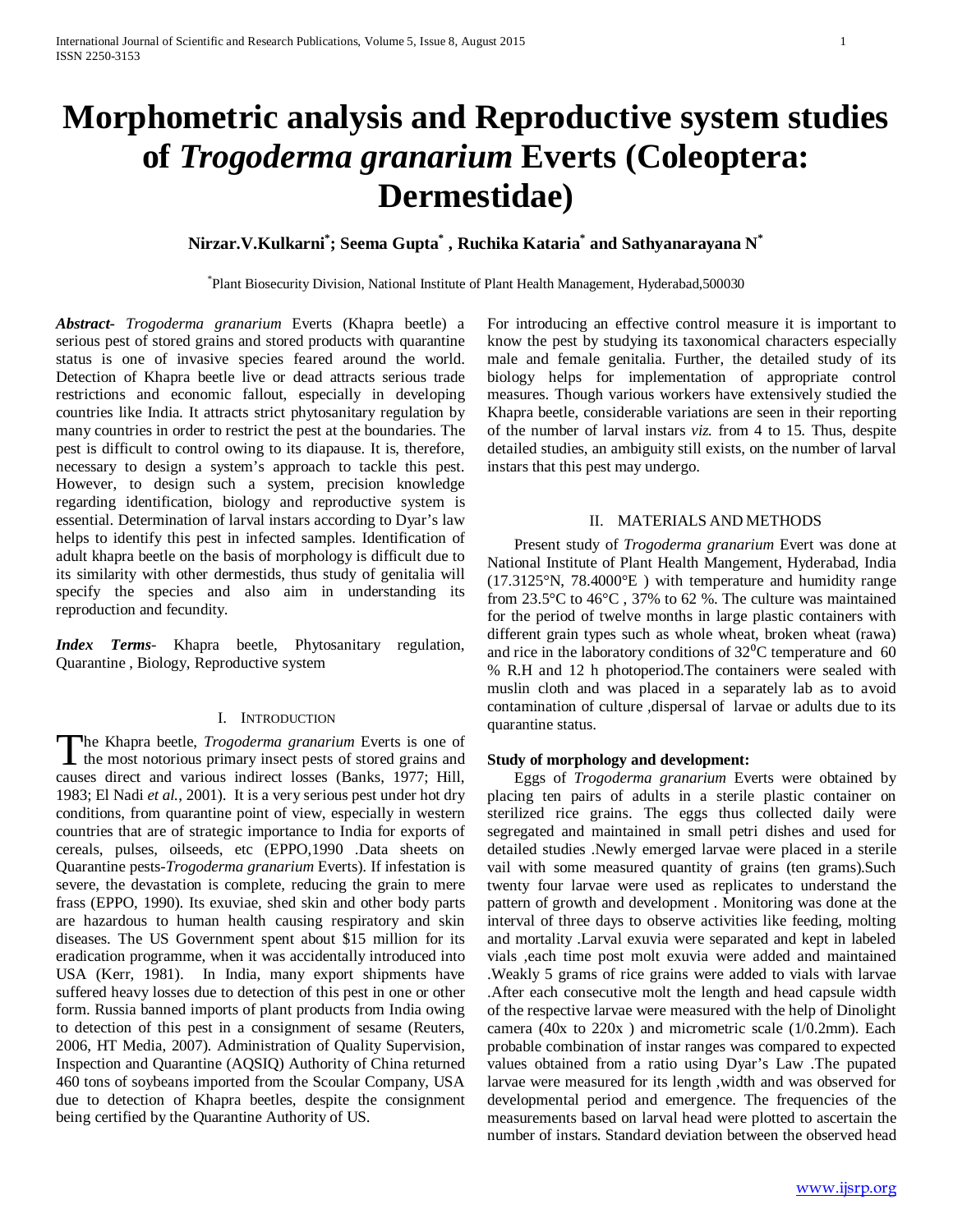# Morphometric analysis and Reproductive system studies of *Trogoderma granarium* Everts (Coleoptera: Dermestidae)

**Nirzar.V.Kulkarni[*]; Seema Gupta[*] , Ruchika Kataria[*] and Sathyanarayana N[*]**

[*]Plant Biosecurity Division, National Institute of Plant Health Management, Hyderabad,500030

***Abstract-*** *Trogoderma granarium* Everts (Khapra beetle) a serious pest of stored grains and stored products with quarantine status is one of invasive species feared around the world. Detection of Khapra beetle live or dead attracts serious trade restrictions and economic fallout, especially in developing countries like India. It attracts strict phytosanitary regulation by many countries in order to restrict the pest at the boundaries. The pest is difficult to control owing to its diapause. It is, therefore, necessary to design a system's approach to tackle this pest. However, to design such a system, precision knowledge regarding identification, biology and reproductive system is essential. Determination of larval instars according to Dyar's law helps to identify this pest in infected samples. Identification of adult khapra beetle on the basis of morphology is difficult due to its similarity with other dermestids, thus study of genitalia will specify the species and also aim in understanding its reproduction and fecundity.

***Index Terms***- Khapra beetle, Phytosanitary regulation, Quarantine , Biology, Reproductive system

## I. Introduction

The Khapra beetle, *Trogoderma granarium* Everts is one of the most notorious primary insect pests of stored grains and causes direct and various indirect losses (Banks, 1977; Hill, 1983; El Nadi *et al.*, 2001). It is a very serious pest under hot dry conditions, from quarantine point of view, especially in western countries that are of strategic importance to India for exports of cereals, pulses, oilseeds, etc (EPPO,1990 .Data sheets on Quarantine pests-*Trogoderma granarium* Everts). If infestation is severe, the devastation is complete, reducing the grain to mere frass (EPPO, 1990). Its exuviae, shed skin and other body parts are hazardous to human health causing respiratory and skin diseases. The US Government spent about $15 million for its eradication programme, when it was accidentally introduced into USA (Kerr, 1981). In India, many export shipments have suffered heavy losses due to detection of this pest in one or other form. Russia banned imports of plant products from India owing to detection of this pest in a consignment of sesame (Reuters, 2006, HT Media, 2007). Administration of Quality Supervision, Inspection and Quarantine (AQSIQ) Authority of China returned 460 tons of soybeans imported from the Scoular Company, USA due to detection of Khapra beetles, despite the consignment being certified by the Quarantine Authority of US.

For introducing an effective control measure it is important to know the pest by studying its taxonomical characters especially male and female genitalia. Further, the detailed study of its biology helps for implementation of appropriate control measures. Though various workers have extensively studied the Khapra beetle, considerable variations are seen in their reporting of the number of larval instars *viz.* from 4 to 15. Thus, despite detailed studies, an ambiguity still exists, on the number of larval instars that this pest may undergo.

## II. Materials and Methods

Present study of *Trogoderma granarium* Evert was done at National Institute of Plant Health Mangement, Hyderabad, India (17.3125°N, 78.4000°E ) with temperature and humidity range from 23.5°C to 46°C , 37% to 62 %. The culture was maintained for the period of twelve months in large plastic containers with different grain types such as whole wheat, broken wheat (rawa) and rice in the laboratory conditions of $32^{0}$C temperature and 60 % R.H and 12 h photoperiod.The containers were sealed with muslin cloth and was placed in a separately lab as to avoid contamination of culture ,dispersal of larvae or adults due to its quarantine status.

**Study of morphology and development:**

Eggs of *Trogoderma granarium* Everts were obtained by placing ten pairs of adults in a sterile plastic container on sterilized rice grains. The eggs thus collected daily were segregated and maintained in small petri dishes and used for detailed studies .Newly emerged larvae were placed in a sterile vail with some measured quantity of grains (ten grams).Such twenty four larvae were used as replicates to understand the pattern of growth and development . Monitoring was done at the interval of three days to observe activities like feeding, molting and mortality .Larval exuvia were separated and kept in labeled vials ,each time post molt exuvia were added and maintained .Weakly 5 grams of rice grains were added to vials with larvae .After each consecutive molt the length and head capsule width of the respective larvae were measured with the help of Dinolight camera (40x to 220x ) and micrometric scale (1/0.2mm). Each probable combination of instar ranges was compared to expected values obtained from a ratio using Dyar's Law .The pupated larvae were measured for its length ,width and was observed for developmental period and emergence. The frequencies of the measurements based on larval head were plotted to ascertain the number of instars. Standard deviation between the observed head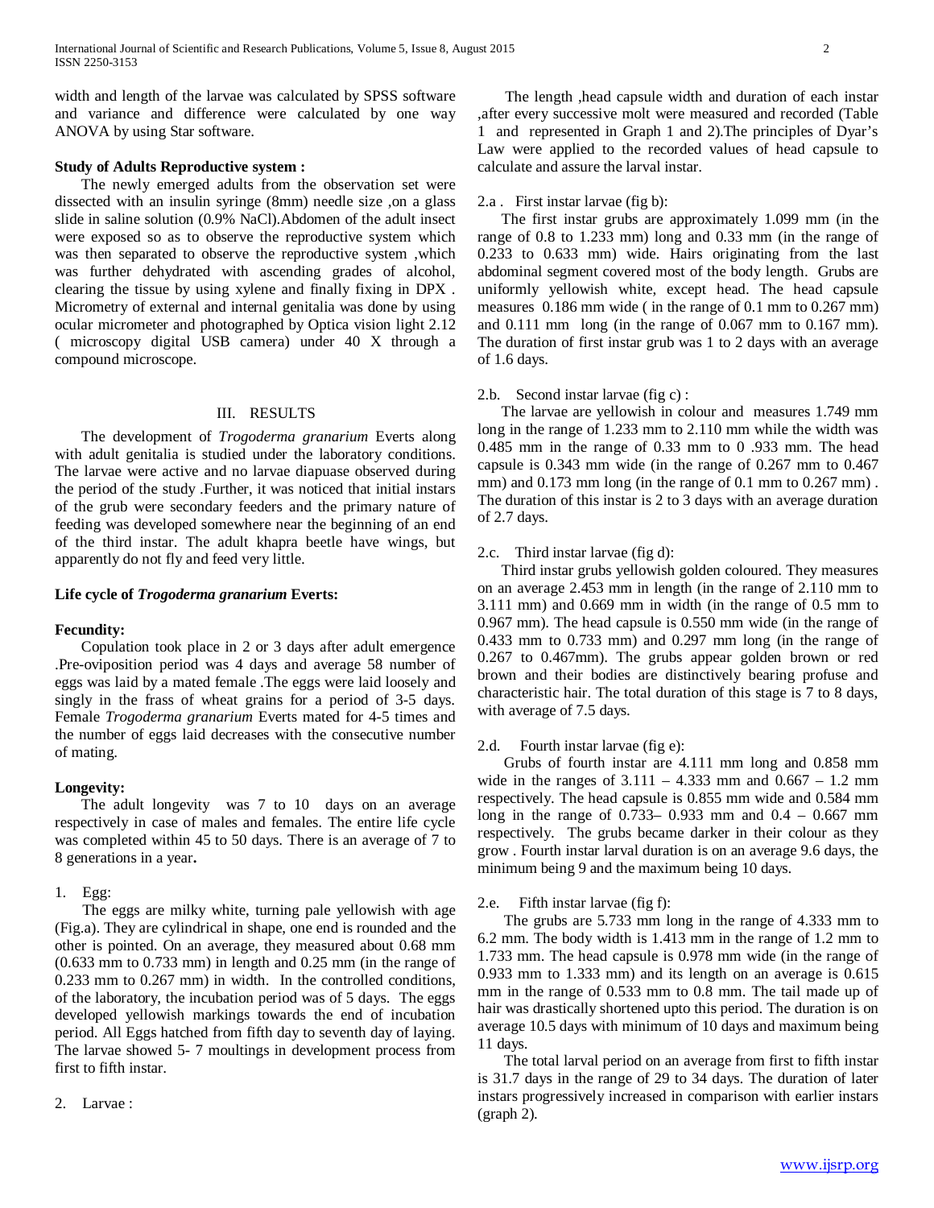width and length of the larvae was calculated by SPSS software and variance and difference were calculated by one way ANOVA by using Star software.

**Study of Adults Reproductive system :**

The newly emerged adults from the observation set were dissected with an insulin syringe (8mm) needle size ,on a glass slide in saline solution (0.9% NaCl).Abdomen of the adult insect were exposed so as to observe the reproductive system which was then separated to observe the reproductive system ,which was further dehydrated with ascending grades of alcohol, clearing the tissue by using xylene and finally fixing in DPX . Micrometry of external and internal genitalia was done by using ocular micrometer and photographed by Optica vision light 2.12 ( microscopy digital USB camera) under 40 X through a compound microscope.

## III. RESULTS

The development of *Trogoderma granarium* Everts along with adult genitalia is studied under the laboratory conditions. The larvae were active and no larvae diapuase observed during the period of the study .Further, it was noticed that initial instars of the grub were secondary feeders and the primary nature of feeding was developed somewhere near the beginning of an end of the third instar. The adult khapra beetle have wings, but apparently do not fly and feed very little.

**Life cycle of *Trogoderma granarium* Everts:**

**Fecundity:**

Copulation took place in 2 or 3 days after adult emergence .Pre-oviposition period was 4 days and average 58 number of eggs was laid by a mated female .The eggs were laid loosely and singly in the frass of wheat grains for a period of 3-5 days. Female *Trogoderma granarium* Everts mated for 4-5 times and the number of eggs laid decreases with the consecutive number of mating.

**Longevity:**

The adult longevity was 7 to 10 days on an average respectively in case of males and females. The entire life cycle was completed within 45 to 50 days. There is an average of 7 to 8 generations in a year**.**

1. Egg:

The eggs are milky white, turning pale yellowish with age (Fig.a). They are cylindrical in shape, one end is rounded and the other is pointed. On an average, they measured about 0.68 mm (0.633 mm to 0.733 mm) in length and 0.25 mm (in the range of 0.233 mm to 0.267 mm) in width. In the controlled conditions, of the laboratory, the incubation period was of 5 days. The eggs developed yellowish markings towards the end of incubation period. All Eggs hatched from fifth day to seventh day of laying. The larvae showed 5- 7 moultings in development process from first to fifth instar.

2. Larvae :

The length ,head capsule width and duration of each instar ,after every successive molt were measured and recorded (Table 1 and represented in Graph 1 and 2).The principles of Dyar's Law were applied to the recorded values of head capsule to calculate and assure the larval instar.

2.a . First instar larvae (fig b):

The first instar grubs are approximately 1.099 mm (in the range of 0.8 to 1.233 mm) long and 0.33 mm (in the range of 0.233 to 0.633 mm) wide. Hairs originating from the last abdominal segment covered most of the body length. Grubs are uniformly yellowish white, except head. The head capsule measures 0.186 mm wide ( in the range of 0.1 mm to 0.267 mm) and 0.111 mm long (in the range of 0.067 mm to 0.167 mm). The duration of first instar grub was 1 to 2 days with an average of 1.6 days.

2.b. Second instar larvae (fig c) :

The larvae are yellowish in colour and measures 1.749 mm long in the range of 1.233 mm to 2.110 mm while the width was 0.485 mm in the range of 0.33 mm to 0 .933 mm. The head capsule is 0.343 mm wide (in the range of 0.267 mm to 0.467 mm) and 0.173 mm long (in the range of 0.1 mm to 0.267 mm) . The duration of this instar is 2 to 3 days with an average duration of 2.7 days.

2.c. Third instar larvae (fig d):

Third instar grubs yellowish golden coloured. They measures on an average 2.453 mm in length (in the range of 2.110 mm to 3.111 mm) and 0.669 mm in width (in the range of 0.5 mm to 0.967 mm). The head capsule is 0.550 mm wide (in the range of 0.433 mm to 0.733 mm) and 0.297 mm long (in the range of 0.267 to 0.467mm). The grubs appear golden brown or red brown and their bodies are distinctively bearing profuse and characteristic hair. The total duration of this stage is 7 to 8 days, with average of 7.5 days.

2.d. Fourth instar larvae (fig e):

Grubs of fourth instar are 4.111 mm long and 0.858 mm wide in the ranges of 3.111 – 4.333 mm and 0.667 – 1.2 mm respectively. The head capsule is 0.855 mm wide and 0.584 mm long in the range of 0.733– 0.933 mm and 0.4 – 0.667 mm respectively. The grubs became darker in their colour as they grow . Fourth instar larval duration is on an average 9.6 days, the minimum being 9 and the maximum being 10 days.

2.e. Fifth instar larvae (fig f):

The grubs are 5.733 mm long in the range of 4.333 mm to 6.2 mm. The body width is 1.413 mm in the range of 1.2 mm to 1.733 mm. The head capsule is 0.978 mm wide (in the range of 0.933 mm to 1.333 mm) and its length on an average is 0.615 mm in the range of 0.533 mm to 0.8 mm. The tail made up of hair was drastically shortened upto this period. The duration is on average 10.5 days with minimum of 10 days and maximum being 11 days.

The total larval period on an average from first to fifth instar is 31.7 days in the range of 29 to 34 days. The duration of later instars progressively increased in comparison with earlier instars (graph 2).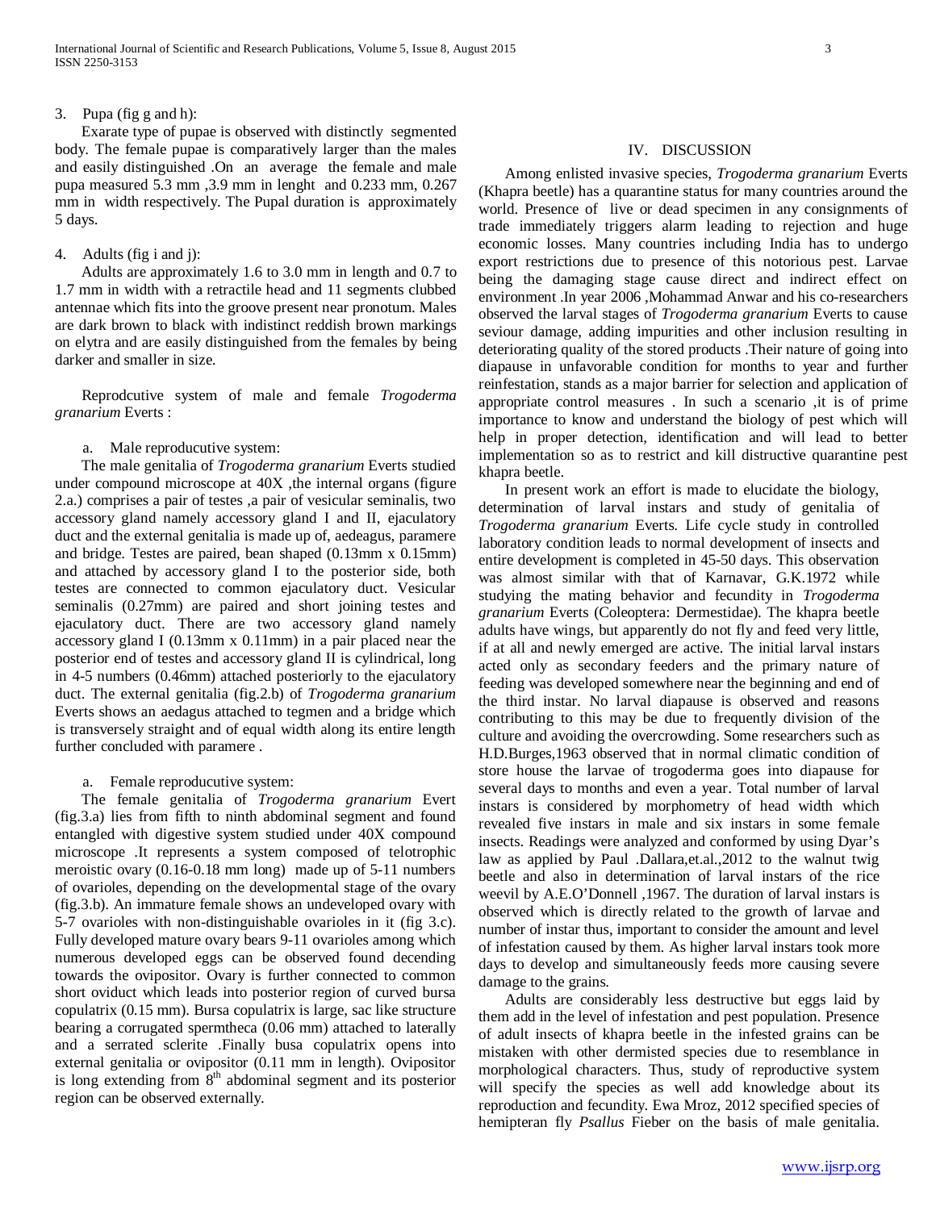3. Pupa (fig g and h):

Exarate type of pupae is observed with distinctly segmented body. The female pupae is comparatively larger than the males and easily distinguished .On an average the female and male pupa measured 5.3 mm ,3.9 mm in lenght and 0.233 mm, 0.267 mm in width respectively. The Pupal duration is approximately 5 days.

4. Adults (fig i and j):

Adults are approximately 1.6 to 3.0 mm in length and 0.7 to 1.7 mm in width with a retractile head and 11 segments clubbed antennae which fits into the groove present near pronotum. Males are dark brown to black with indistinct reddish brown markings on elytra and are easily distinguished from the females by being darker and smaller in size.

Reprodcutive system of male and female *Trogoderma granarium* Everts :

a. Male reproducutive system:

The male genitalia of *Trogoderma granarium* Everts studied under compound microscope at 40X ,the internal organs (figure 2.a.) comprises a pair of testes ,a pair of vesicular seminalis, two accessory gland namely accessory gland I and II, ejaculatory duct and the external genitalia is made up of, aedeagus, paramere and bridge. Testes are paired, bean shaped (0.13mm x 0.15mm) and attached by accessory gland I to the posterior side, both testes are connected to common ejaculatory duct. Vesicular seminalis (0.27mm) are paired and short joining testes and ejaculatory duct. There are two accessory gland namely accessory gland I (0.13mm x 0.11mm) in a pair placed near the posterior end of testes and accessory gland II is cylindrical, long in 4-5 numbers (0.46mm) attached posteriorly to the ejaculatory duct. The external genitalia (fig.2.b) of *Trogoderma granarium* Everts shows an aedagus attached to tegmen and a bridge which is transversely straight and of equal width along its entire length further concluded with paramere .

a. Female reproducutive system:

The female genitalia of *Trogoderma granarium* Evert (fig.3.a) lies from fifth to ninth abdominal segment and found entangled with digestive system studied under 40X compound microscope .It represents a system composed of telotrophic meroistic ovary (0.16-0.18 mm long) made up of 5-11 numbers of ovarioles, depending on the developmental stage of the ovary (fig.3.b). An immature female shows an undeveloped ovary with 5-7 ovarioles with non-distinguishable ovarioles in it (fig 3.c). Fully developed mature ovary bears 9-11 ovarioles among which numerous developed eggs can be observed found decending towards the ovipositor. Ovary is further connected to common short oviduct which leads into posterior region of curved bursa copulatrix (0.15 mm). Bursa copulatrix is large, sac like structure bearing a corrugated spermtheca (0.06 mm) attached to laterally and a serrated sclerite .Finally busa copulatrix opens into external genitalia or ovipositor (0.11 mm in length). Ovipositor is long extending from 8th abdominal segment and its posterior region can be observed externally.

## IV. DISCUSSION

Among enlisted invasive species, *Trogoderma granarium* Everts (Khapra beetle) has a quarantine status for many countries around the world. Presence of live or dead specimen in any consignments of trade immediately triggers alarm leading to rejection and huge economic losses. Many countries including India has to undergo export restrictions due to presence of this notorious pest. Larvae being the damaging stage cause direct and indirect effect on environment .In year 2006 ,Mohammad Anwar and his co-researchers observed the larval stages of *Trogoderma granarium* Everts to cause seviour damage, adding impurities and other inclusion resulting in deteriorating quality of the stored products .Their nature of going into diapause in unfavorable condition for months to year and further reinfestation, stands as a major barrier for selection and application of appropriate control measures . In such a scenario ,it is of prime importance to know and understand the biology of pest which will help in proper detection, identification and will lead to better implementation so as to restrict and kill distructive quarantine pest khapra beetle.

In present work an effort is made to elucidate the biology, determination of larval instars and study of genitalia of *Trogoderma granarium* Everts. Life cycle study in controlled laboratory condition leads to normal development of insects and entire development is completed in 45-50 days. This observation was almost similar with that of Karnavar, G.K.1972 while studying the mating behavior and fecundity in *Trogoderma granarium* Everts (Coleoptera: Dermestidae). The khapra beetle adults have wings, but apparently do not fly and feed very little, if at all and newly emerged are active. The initial larval instars acted only as secondary feeders and the primary nature of feeding was developed somewhere near the beginning and end of the third instar. No larval diapause is observed and reasons contributing to this may be due to frequently division of the culture and avoiding the overcrowding. Some researchers such as H.D.Burges,1963 observed that in normal climatic condition of store house the larvae of trogoderma goes into diapause for several days to months and even a year. Total number of larval instars is considered by morphometry of head width which revealed five instars in male and six instars in some female insects. Readings were analyzed and conformed by using Dyar's law as applied by Paul .Dallara,et.al.,2012 to the walnut twig beetle and also in determination of larval instars of the rice weevil by A.E.O'Donnell ,1967. The duration of larval instars is observed which is directly related to the growth of larvae and number of instar thus, important to consider the amount and level of infestation caused by them. As higher larval instars took more days to develop and simultaneously feeds more causing severe damage to the grains.

Adults are considerably less destructive but eggs laid by them add in the level of infestation and pest population. Presence of adult insects of khapra beetle in the infested grains can be mistaken with other dermisted species due to resemblance in morphological characters. Thus, study of reproductive system will specify the species as well add knowledge about its reproduction and fecundity. Ewa Mroz, 2012 specified species of hemipteran fly *Psallus* Fieber on the basis of male genitalia.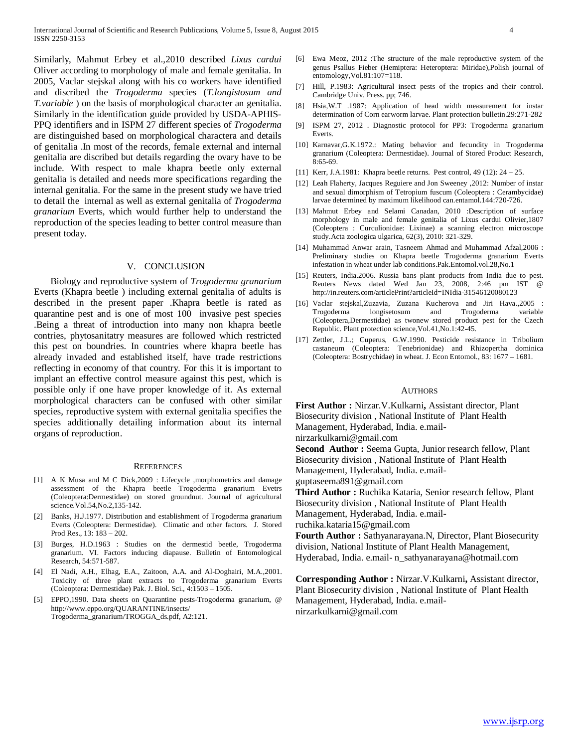Similarly, Mahmut Erbey et al.,2010 described *Lixus cardui* Oliver according to morphology of male and female genitalia. In 2005, Vaclar stejskal along with his co workers have identified and discribed the *Trogoderma* species (*T.longistosum and T.variable* ) on the basis of morphological character an genitalia. Similarly in the identification guide provided by USDA-APHIS-PPQ identifiers and in ISPM 27 different species of *Trogoderma* are distinguished based on morphological charactera and details of genitalia .In most of the records, female external and internal genitalia are discribed but details regarding the ovary have to be include. With respect to male khapra beetle only external genitalia is detailed and needs more specifications regarding the internal genitalia. For the same in the present study we have tried to detail the internal as well as external genitalia of *Trogoderma granarium* Everts, which would further help to understand the reproduction of the species leading to better control measure than present today.

## V. CONCLUSION

Biology and reproductive system of *Trogoderma granarium* Everts (Khapra beetle ) including external genitalia of adults is described in the present paper .Khapra beetle is rated as quarantine pest and is one of most 100 invasive pest species .Being a threat of introduction into many non khapra beetle contries, phytosanitatry measures are followed which restricted this pest on boundries. In countries where khapra beetle has already invaded and established itself, have trade restrictions reflecting in economy of that country. For this it is important to implant an effective control measure against this pest, which is possible only if one have proper knowledge of it. As external morphological characters can be confused with other similar species, reproductive system with external genitalia specifies the species additionally detailing information about its internal organs of reproduction.

## REFERENCES

[1] A K Musa and M C Dick,2009 : Lifecycle ,morphometrics and damage assessment of the Khapra beetle Trogoderma granarium Evetrs (Coleoptera:Dermestidae) on stored groundnut. Journal of agricultural science.Vol.54,No.2,135-142.

[2] Banks, H.J.1977. Distribution and establishment of Trogoderma granarium Everts (Coleoptera: Dermestidae). Climatic and other factors. J. Stored Prod Res., 13: 183 – 202.

[3] Burges, H.D.1963 : Studies on the dermestid beetle, Trogoderma granarium. VI. Factors inducing diapause. Bulletin of Entomological Research, 54:571-587.

[4] El Nadi, A.H., Elhag, E.A., Zaitoon, A.A. and Al-Doghairi, M.A.,2001. Toxicity of three plant extracts to Trogoderma granarium Everts (Coleoptera: Dermestidae) Pak. J. Biol. Sci., 4:1503 – 1505.

[5] EPPO,1990. Data sheets on Quarantine pests-Trogoderma granarium, @ http://www.eppo.org/QUARANTINE/insects/ Trogoderma_granarium/TROGGA_ds.pdf, A2:121.

[6] Ewa Meoz, 2012 :The structure of the male reproductive system of the genus Psallus Fieber (Hemiptera: Heteroptera: Miridae),Polish journal of entomology,Vol.81:107=118.

[7] Hill, P.1983: Agricultural insect pests of the tropics and their control. Cambridge Univ. Press. pp; 746.

[8] Hsia,W.T .1987: Application of head width measurement for instar determination of Corn earworm larvae. Plant protection bulletin.29:271-282

[9] ISPM 27, 2012 . Diagnostic protocol for PP3: Trogoderma granarium Everts.

[10] Karnavar,G.K.1972.: Mating behavior and fecundity in Trogoderma granarium (Coleoptera: Dermestidae). Journal of Stored Product Research, 8:65-69.

[11] Kerr, J.A.1981: Khapra beetle returns. Pest control, 49 (12): 24 – 25.

[12] Leah Flaherty, Jacques Reguiere and Jon Sweeney ,2012: Number of instar and sexual dimorphism of Tetropium fuscum (Coleoptera : Cerambycidae) larvae determined by maximum likelihood can.entamol.144:720-726.

[13] Mahmut Erbey and Selami Canadan, 2010 :Description of surface morphology in male and female genitalia of Lixus cardui Olivier,1807 (Coleoptera : Curculionidae: Lixinae) a scanning electron microscope study.Acta zoologica ulgarica, 62(3), 2010: 321-329.

[14] Muhammad Anwar arain, Tasneem Ahmad and Muhammad Afzal,2006 : Preliminary studies on Khapra beetle Trogoderma granarium Everts infestation in wheat under lab conditions.Pak.Entomol.vol.28,No.1

[15] Reuters, India.2006. Russia bans plant products from India due to pest. Reuters News dated Wed Jan 23, 2008, 2:46 pm IST @ http://in.reuters.com/articlePrint?articleId=INIdia-31546120080123

[16] Vaclar stejskal,Zuzavia, Zuzana Kucherova and Jiri Hava.,2005 : Trogoderma longisetosum and Trogoderma variable (Coleoptera,Dermestidae) as twonew stored product pest for the Czech Republic. Plant protection science,Vol.41,No.1:42-45.

[17] Zettler, J.L.; Cuperus, G.W.1990. Pesticide resistance in Tribolium castaneum (Coleoptera: Tenebrionidae) and Rhizopertha dominica (Coleoptera: Bostrychidae) in wheat. J. Econ Entomol., 83: 1677 – 1681.

## AUTHORS

**First Author :** Nirzar.V.Kulkarni**,** Assistant director, Plant Biosecurity division , National Institute of Plant Health Management, Hyderabad, India. e.mail- nirzarkulkarni@gmail.com

**Second Author :** Seema Gupta, Junior research fellow, Plant Biosecurity division , National Institute of Plant Health Management, Hyderabad, India. e.mail- guptaseema891@gmail.com

**Third Author :** Ruchika Kataria, Senior research fellow, Plant Biosecurity division , National Institute of Plant Health Management, Hyderabad, India. e.mail- ruchika.kataria15@gmail.com

**Fourth Author :** Sathyanarayana.N, Director, Plant Biosecurity division, National Institute of Plant Health Management, Hyderabad, India. e.mail- n_sathyanarayana@hotmail.com

**Corresponding Author :** Nirzar.V.Kulkarni**,** Assistant director, Plant Biosecurity division , National Institute of Plant Health Management, Hyderabad, India. e.mail- nirzarkulkarni@gmail.com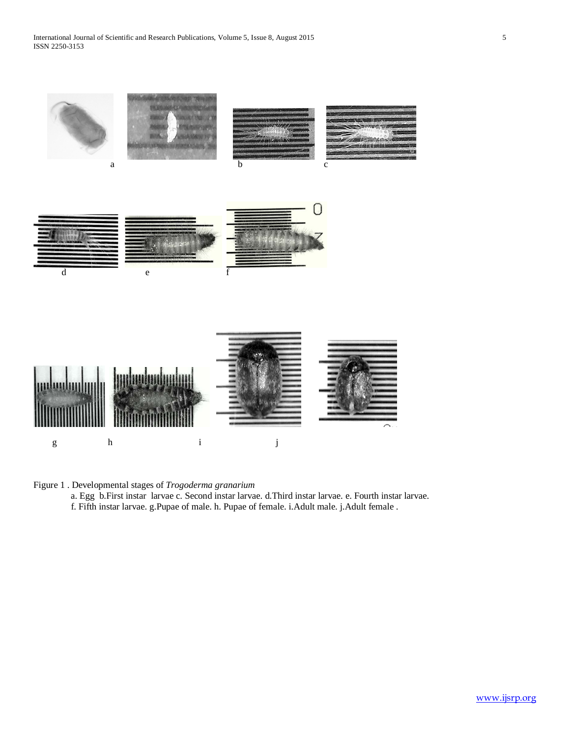Figure 1 . Developmental stages of *Trogoderma granarium*

a. Egg b.First instar larvae c. Second instar larvae. d.Third instar larvae. e. Fourth instar larvae. f. Fifth instar larvae. g.Pupae of male. h. Pupae of female. i.Adult male. j.Adult female .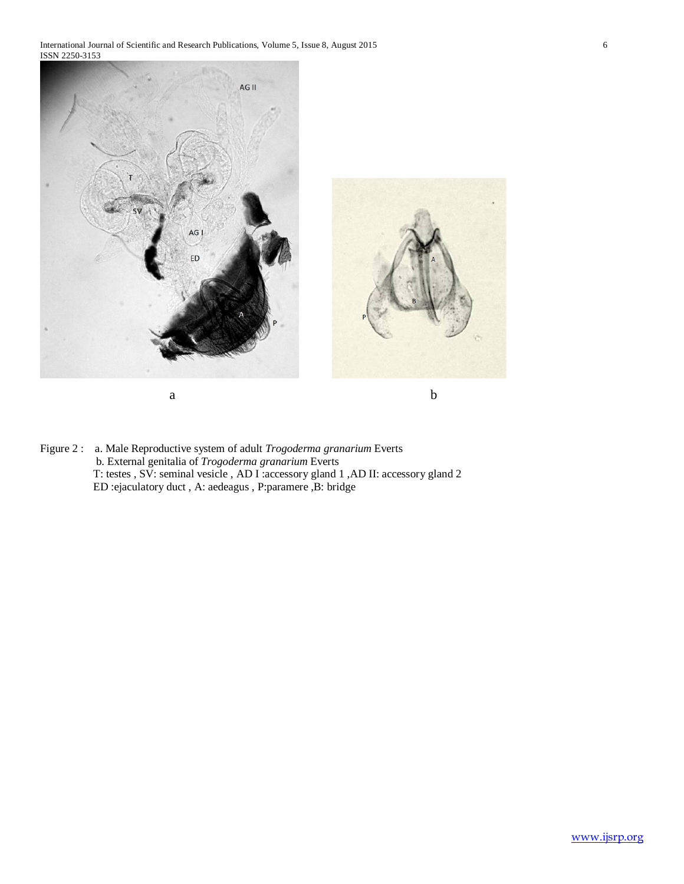a

b

Figure 2 : a. Male Reproductive system of adult *Trogoderma granarium* Everts
b. External genitalia of *Trogoderma granarium* Everts
T: testes , SV: seminal vesicle , AD I :accessory gland 1 ,AD II: accessory gland 2
ED :ejaculatory duct , A: aedeagus , P:paramere ,B: bridge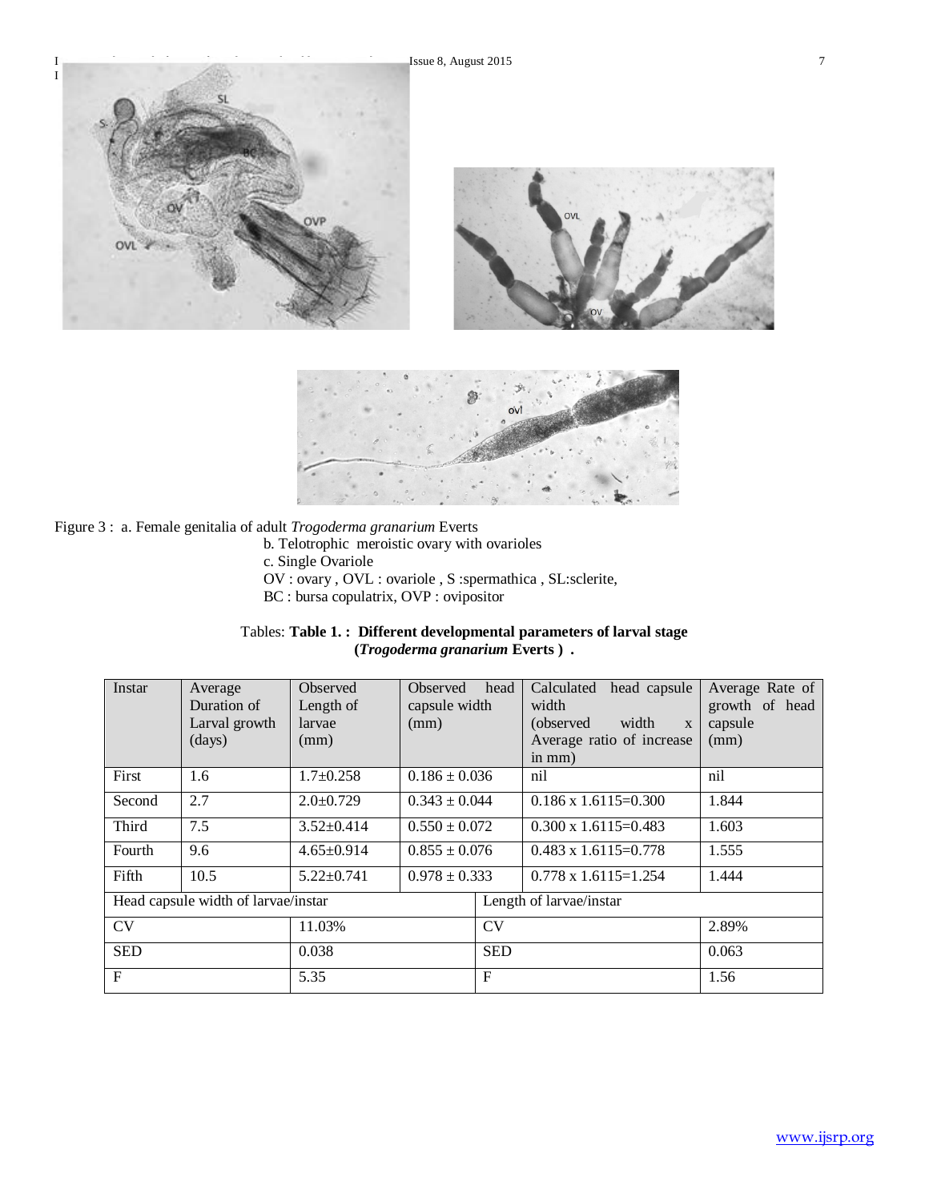Figure 3 : a. Female genitalia of adult *Trogoderma granarium* Everts

b. Telotrophic meroistic ovary with ovarioles

c. Single Ovariole

OV : ovary , OVL : ovariole , S :spermathica , SL:sclerite,

BC : bursa copulatrix, OVP : ovipositor

Tables: **Table 1. : Different developmental parameters of larval stage (*Trogoderma granarium* Everts ) .**

| Instar | Average Duration of Larval growth (days) | Observed Length of larvae (mm) | Observed head capsule width (mm) | Calculated head capsule width (observed width x Average ratio of increase in mm) | Average Rate of growth of head capsule (mm) |
|---|---|---|---|---|---|
| First | 1.6 | 1.7±0.258 | 0.186 ± 0.036 | nil | nil |
| Second | 2.7 | 2.0±0.729 | 0.343 ± 0.044 | 0.186 x 1.6115=0.300 | 1.844 |
| Third | 7.5 | 3.52±0.414 | 0.550 ± 0.072 | 0.300 x 1.6115=0.483 | 1.603 |
| Fourth | 9.6 | 4.65±0.914 | 0.855 ± 0.076 | 0.483 x 1.6115=0.778 | 1.555 |
| Fifth | 10.5 | 5.22±0.741 | 0.978 ± 0.333 | 0.778 x 1.6115=1.254 | 1.444 |

| Head capsule width of larvae/instar | | Length of larvae/instar | |
|---|---|---|---|
| CV | 11.03% | CV | 2.89% |
| SED | 0.038 | SED | 0.063 |
| F | 5.35 | F | 1.56 |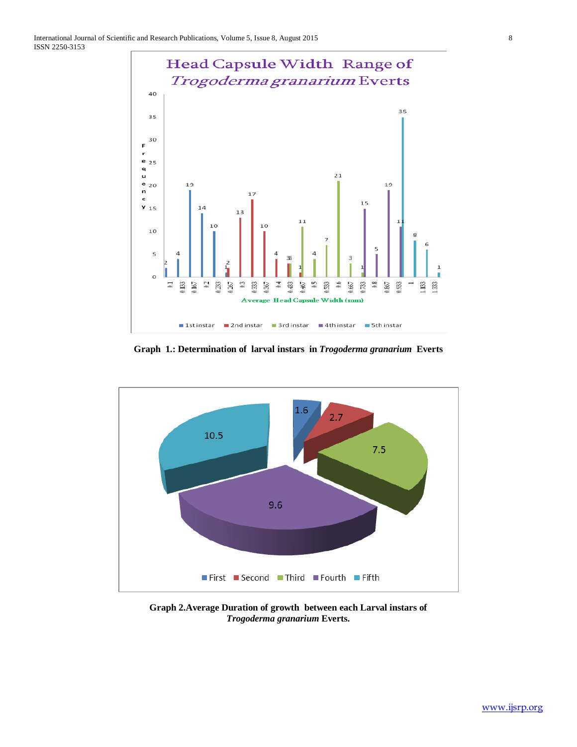Head Capsule Width Range of *Trogoderma granarium* Everts

Frequency

40
35
30
25
20
15
10
5
0

2
4
19
14
10
1
2
13
17
10
4
3
3
1
11
4
7
21
3
1
15
5
19
11
35
8
6
1

0.1
0.133
0.167
0.2
0.233
0.267
0.3
0.333
0.367
0.4
0.433
0.467
0.5
0.533
0.6
0.667
0.733
0.8
0.867
0.933
1
1.133
1.333

Average Head Capsule Width (mm)

1st instar
2nd instar
3rd instar
4th instar
5th instar

**Graph 1.: Determination of larval instars in *Trogoderma granarium* Everts**

1.6
2.7
7.5
9.6
10.5

First
Second
Third
Fourth
Fifth

**Graph 2.Average Duration of growth between each Larval instars of *Trogoderma granarium* Everts.**